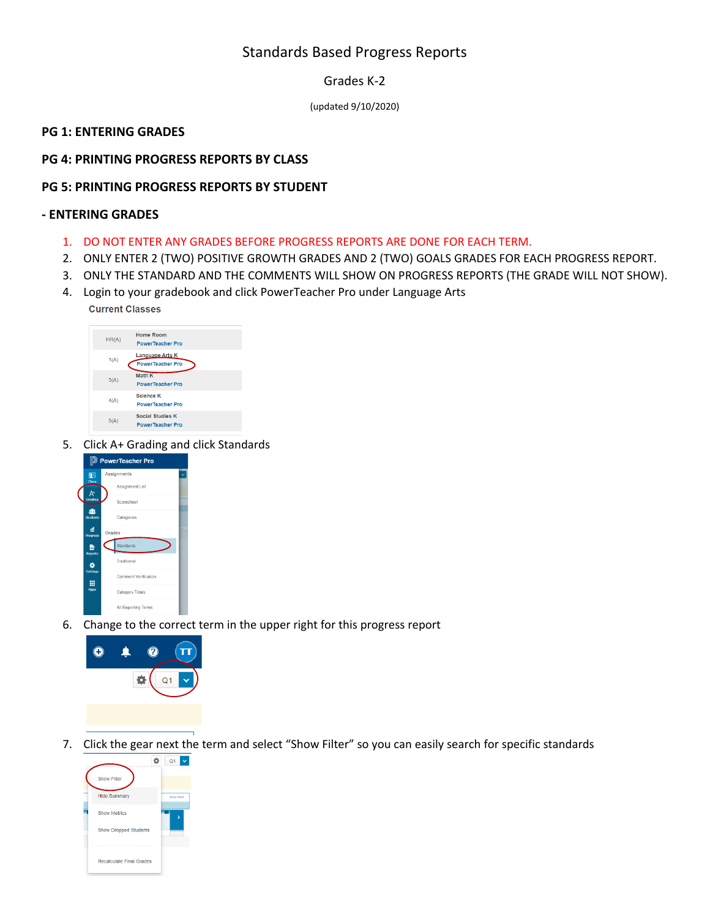# Standards Based Progress Reports

## Grades K-2

(updated 9/10/2020)

**PG 1: ENTERING GRADES**

**PG 4: PRINTING PROGRESS REPORTS BY CLASS**

**PG 5: PRINTING PROGRESS REPORTS BY STUDENT**

## - ENTERING GRADES

1. DO NOT ENTER ANY GRADES BEFORE PROGRESS REPORTS ARE DONE FOR EACH TERM.
2. ONLY ENTER 2 (TWO) POSITIVE GROWTH GRADES AND 2 (TWO) GOALS GRADES FOR EACH PROGRESS REPORT.
3. ONLY THE STANDARD AND THE COMMENTS WILL SHOW ON PROGRESS REPORTS (THE GRADE WILL NOT SHOW).
4. Login to your gradebook and click PowerTeacher Pro under Language Arts
5. Click A+ Grading and click Standards
6. Change to the correct term in the upper right for this progress report
7. Click the gear next the term and select "Show Filter" so you can easily search for specific standards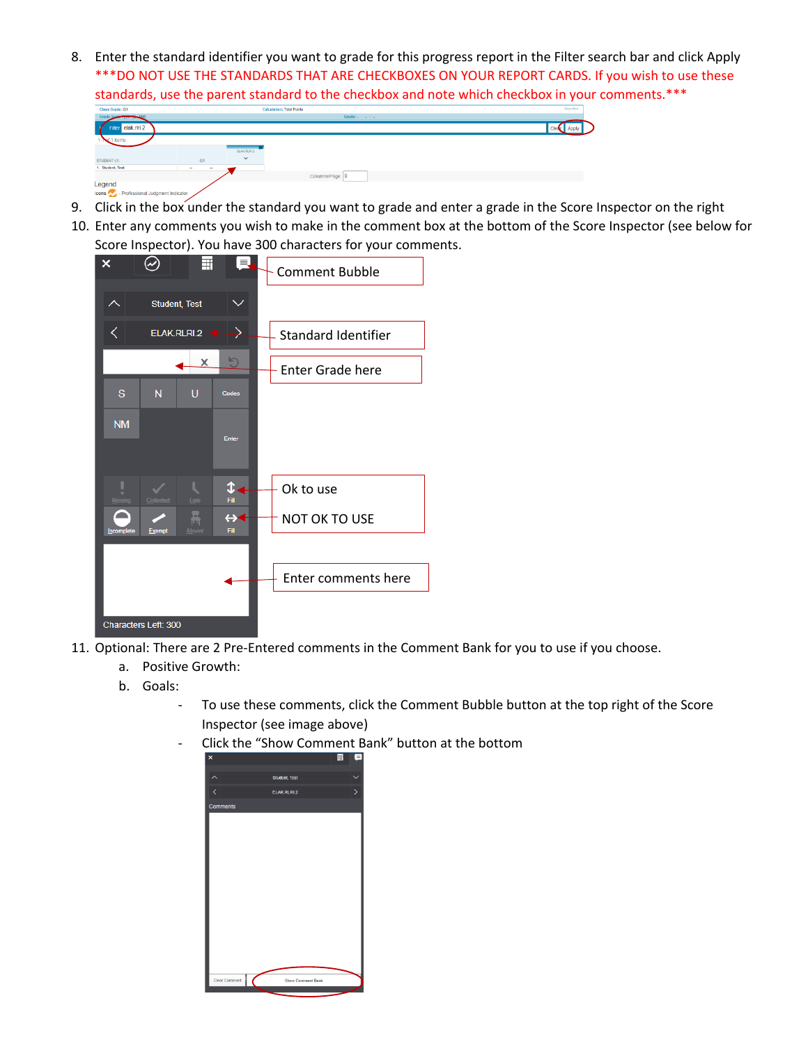8. Enter the standard identifier you want to grade for this progress report in the Filter search bar and click Apply ***DO NOT USE THE STANDARDS THAT ARE CHECKBOXES ON YOUR REPORT CARDS. If you wish to use these standards, use the parent standard to the checkbox and note which checkbox in your comments.***
9. Click in the box under the standard you want to grade and enter a grade in the Score Inspector on the right
10. Enter any comments you wish to make in the comment box at the bottom of the Score Inspector (see below for Score Inspector). You have 300 characters for your comments.

Comment Bubble

Standard Identifier

Enter Grade here

Ok to use

NOT OK TO USE

Enter comments here

11. Optional: There are 2 Pre-Entered comments in the Comment Bank for you to use if you choose.
    a. Positive Growth:
    b. Goals:
       - To use these comments, click the Comment Bubble button at the top right of the Score Inspector (see image above)
       - Click the "Show Comment Bank" button at the bottom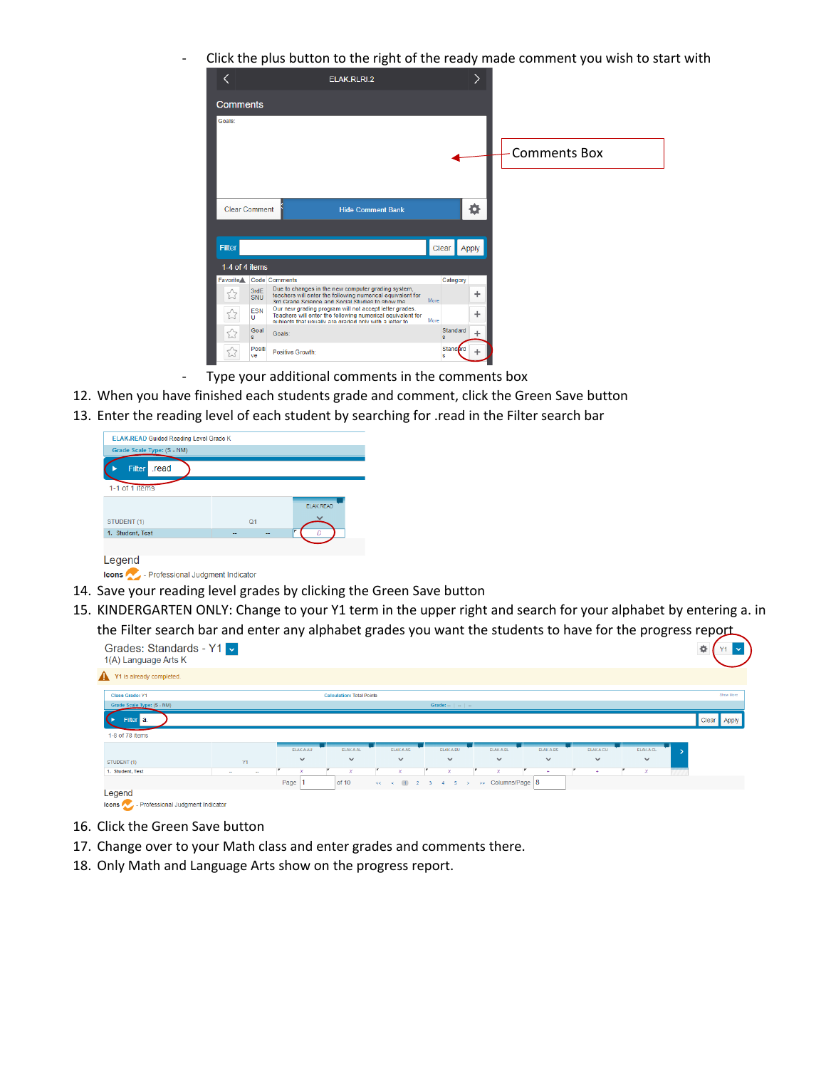- Click the plus button to the right of the ready made comment you wish to start with
- Type your additional comments in the comments box

12. When you have finished each students grade and comment, click the Green Save button
13. Enter the reading level of each student by searching for .read in the Filter search bar
14. Save your reading level grades by clicking the Green Save button
15. KINDERGARTEN ONLY: Change to your Y1 term in the upper right and search for your alphabet by entering a. in the Filter search bar and enter any alphabet grades you want the students to have for the progress report
16. Click the Green Save button
17. Change over to your Math class and enter grades and comments there.
18. Only Math and Language Arts show on the progress report.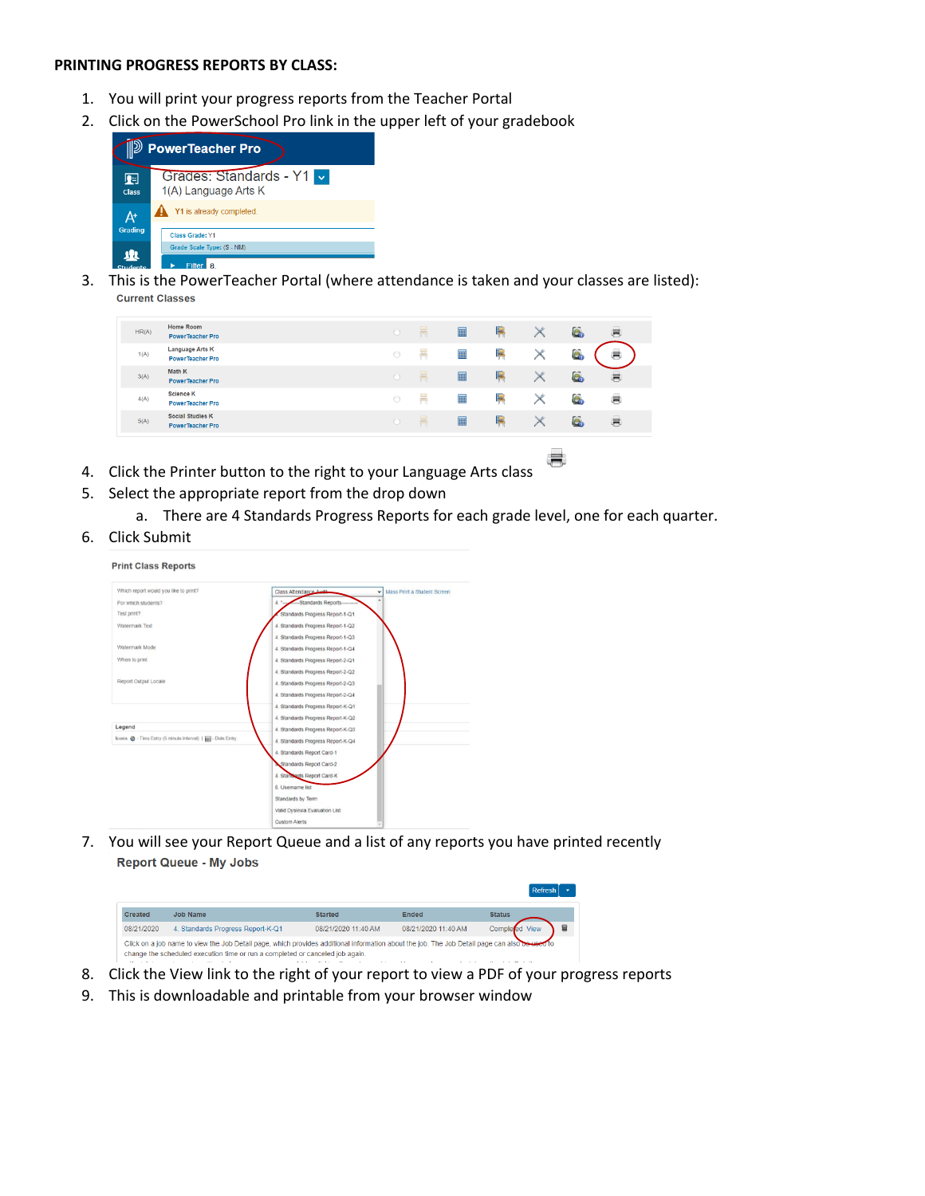**PRINTING PROGRESS REPORTS BY CLASS:**

1. You will print your progress reports from the Teacher Portal
2. Click on the PowerSchool Pro link in the upper left of your gradebook
3. This is the PowerTeacher Portal (where attendance is taken and your classes are listed):
4. Click the Printer button to the right to your Language Arts class
5. Select the appropriate report from the drop down
   a. There are 4 Standards Progress Reports for each grade level, one for each quarter.
6. Click Submit
7. You will see your Report Queue and a list of any reports you have printed recently
8. Click the View link to the right of your report to view a PDF of your progress reports
9. This is downloadable and printable from your browser window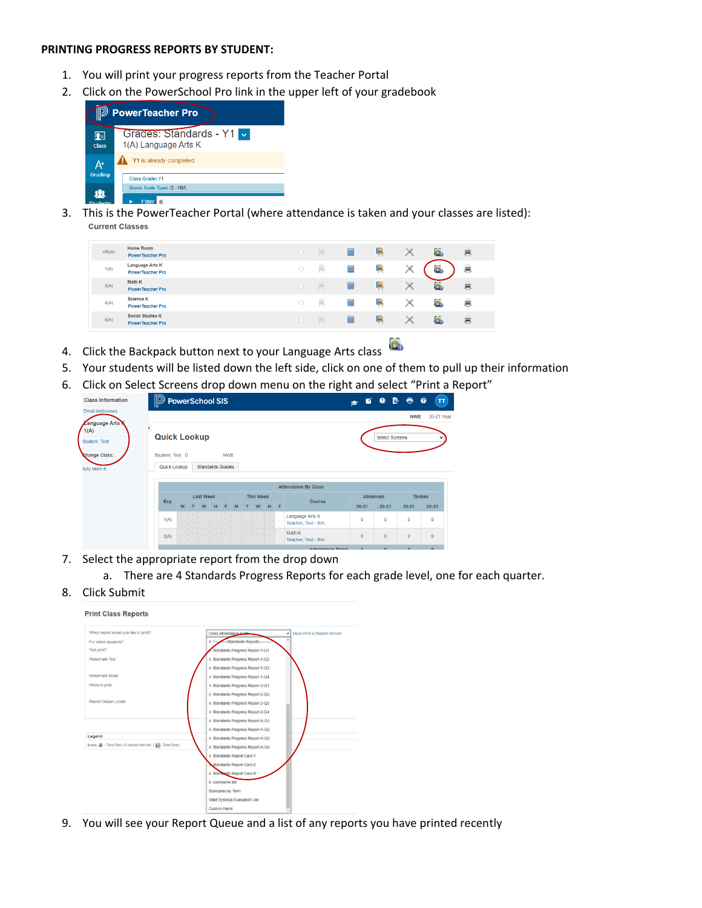**PRINTING PROGRESS REPORTS BY STUDENT:**

1. You will print your progress reports from the Teacher Portal
2. Click on the PowerSchool Pro link in the upper left of your gradebook
3. This is the PowerTeacher Portal (where attendance is taken and your classes are listed):
4. Click the Backpack button next to your Language Arts class
5. Your students will be listed down the left side, click on one of them to pull up their information
6. Click on Select Screens drop down menu on the right and select "Print a Report"
7. Select the appropriate report from the drop down
   a. There are 4 Standards Progress Reports for each grade level, one for each quarter.
8. Click Submit
9. You will see your Report Queue and a list of any reports you have printed recently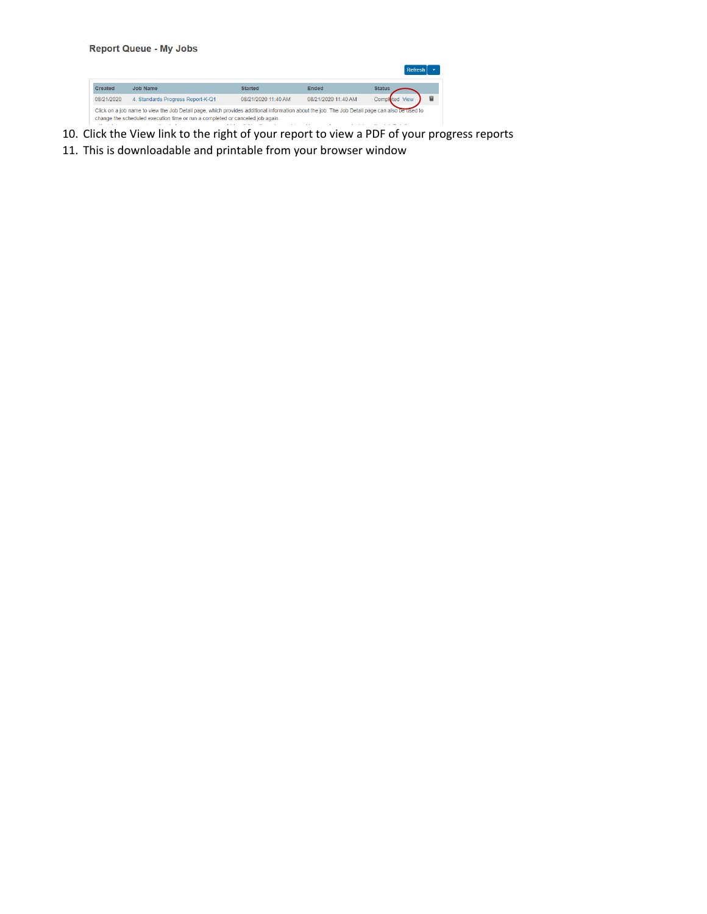Report Queue - My Jobs

Refresh

| Created | Job Name | Started | Ended | Status | |
| --- | --- | --- | --- | --- | --- |
| 08/21/2020 | 4. Standards Progress Report-K-Q1 | 08/21/2020 11:40 AM | 08/21/2020 11:40 AM | Completed View | |

Click on a job name to view the Job Detail page, which provides additional information about the job. The Job Detail page can also be used to change the scheduled execution time or run a completed or canceled job again.

10. Click the View link to the right of your report to view a PDF of your progress reports
11. This is downloadable and printable from your browser window